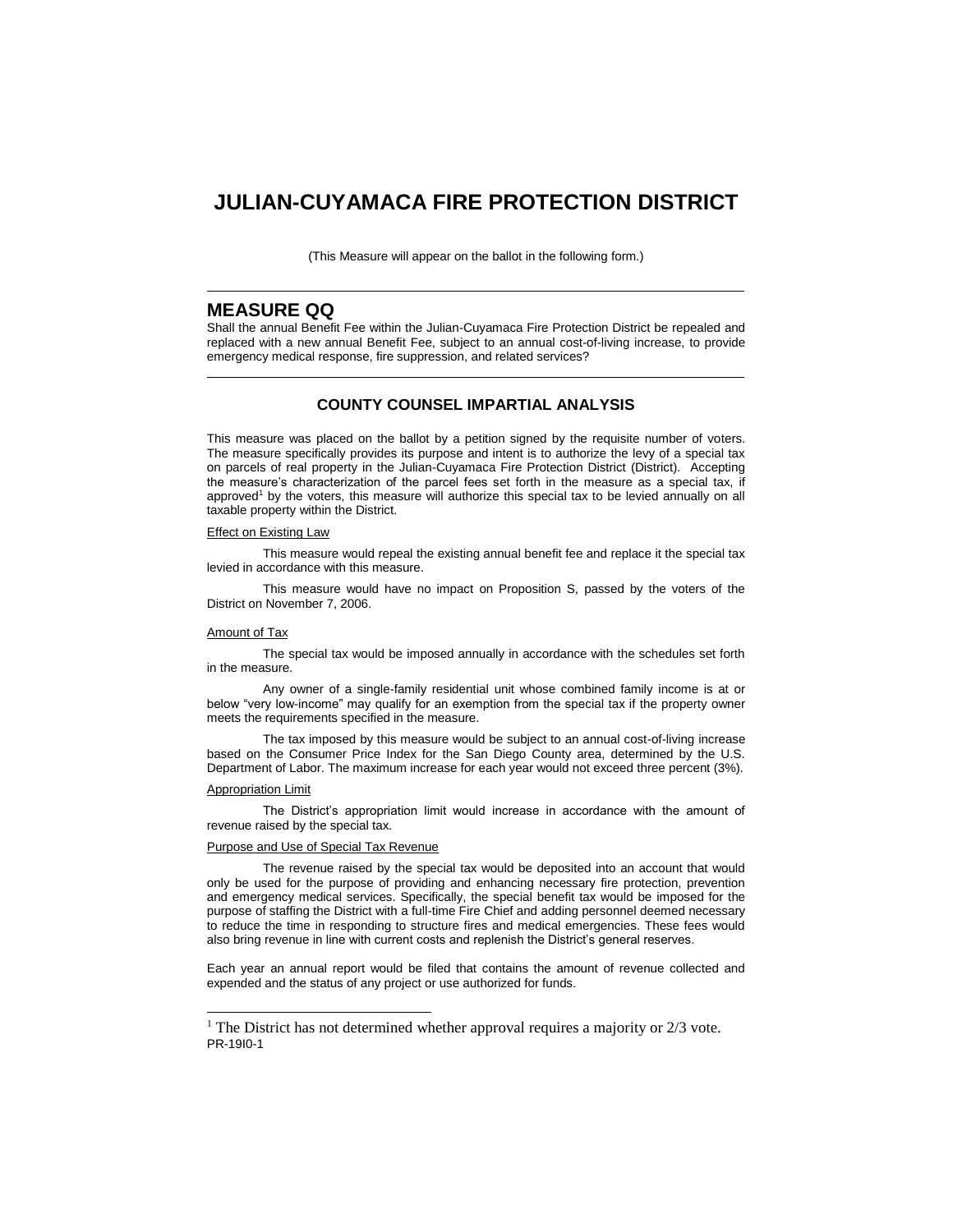# JULIAN-CUYAMACA FIRE PROTECTION DISTRICT

(This Measure will appear on the ballot in the following form.)

---

## MEASURE QQ

Shall the annual Benefit Fee within the Julian-Cuyamaca Fire Protection District be repealed and replaced with a new annual Benefit Fee, subject to an annual cost-of-living increase, to provide emergency medical response, fire suppression, and related services?

---

### COUNTY COUNSEL IMPARTIAL ANALYSIS

This measure was placed on the ballot by a petition signed by the requisite number of voters. The measure specifically provides its purpose and intent is to authorize the levy of a special tax on parcels of real property in the Julian-Cuyamaca Fire Protection District (District). Accepting the measure's characterization of the parcel fees set forth in the measure as a special tax, if approved[1] by the voters, this measure will authorize this special tax to be levied annually on all taxable property within the District.

Effect on Existing Law

This measure would repeal the existing annual benefit fee and replace it the special tax levied in accordance with this measure.

This measure would have no impact on Proposition S, passed by the voters of the District on November 7, 2006.

Amount of Tax

The special tax would be imposed annually in accordance with the schedules set forth in the measure.

Any owner of a single-family residential unit whose combined family income is at or below "very low-income" may qualify for an exemption from the special tax if the property owner meets the requirements specified in the measure.

The tax imposed by this measure would be subject to an annual cost-of-living increase based on the Consumer Price Index for the San Diego County area, determined by the U.S. Department of Labor. The maximum increase for each year would not exceed three percent (3%).

Appropriation Limit

The District's appropriation limit would increase in accordance with the amount of revenue raised by the special tax.

Purpose and Use of Special Tax Revenue

The revenue raised by the special tax would be deposited into an account that would only be used for the purpose of providing and enhancing necessary fire protection, prevention and emergency medical services. Specifically, the special benefit tax would be imposed for the purpose of staffing the District with a full-time Fire Chief and adding personnel deemed necessary to reduce the time in responding to structure fires and medical emergencies. These fees would also bring revenue in line with current costs and replenish the District's general reserves.

Each year an annual report would be filed that contains the amount of revenue collected and expended and the status of any project or use authorized for funds.

---

[1] The District has not determined whether approval requires a majority or 2/3 vote.

PR-19I0-1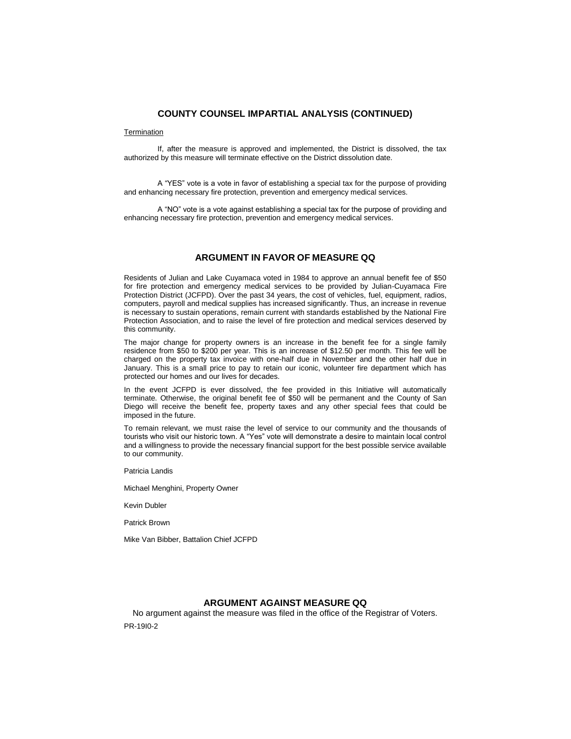## COUNTY COUNSEL IMPARTIAL ANALYSIS (CONTINUED)

Termination

If, after the measure is approved and implemented, the District is dissolved, the tax authorized by this measure will terminate effective on the District dissolution date.

A "YES" vote is a vote in favor of establishing a special tax for the purpose of providing and enhancing necessary fire protection, prevention and emergency medical services.

A "NO" vote is a vote against establishing a special tax for the purpose of providing and enhancing necessary fire protection, prevention and emergency medical services.

## ARGUMENT IN FAVOR OF MEASURE QQ

Residents of Julian and Lake Cuyamaca voted in 1984 to approve an annual benefit fee of $50 for fire protection and emergency medical services to be provided by Julian-Cuyamaca Fire Protection District (JCFPD). Over the past 34 years, the cost of vehicles, fuel, equipment, radios, computers, payroll and medical supplies has increased significantly. Thus, an increase in revenue is necessary to sustain operations, remain current with standards established by the National Fire Protection Association, and to raise the level of fire protection and medical services deserved by this community.

The major change for property owners is an increase in the benefit fee for a single family residence from $50 to $200 per year. This is an increase of $12.50 per month. This fee will be charged on the property tax invoice with one-half due in November and the other half due in January. This is a small price to pay to retain our iconic, volunteer fire department which has protected our homes and our lives for decades.

In the event JCFPD is ever dissolved, the fee provided in this Initiative will automatically terminate. Otherwise, the original benefit fee of $50 will be permanent and the County of San Diego will receive the benefit fee, property taxes and any other special fees that could be imposed in the future.

To remain relevant, we must raise the level of service to our community and the thousands of tourists who visit our historic town. A "Yes" vote will demonstrate a desire to maintain local control and a willingness to provide the necessary financial support for the best possible service available to our community.

Patricia Landis

Michael Menghini, Property Owner

Kevin Dubler

Patrick Brown

Mike Van Bibber, Battalion Chief JCFPD

## ARGUMENT AGAINST MEASURE QQ

No argument against the measure was filed in the office of the Registrar of Voters.

PR-19I0-2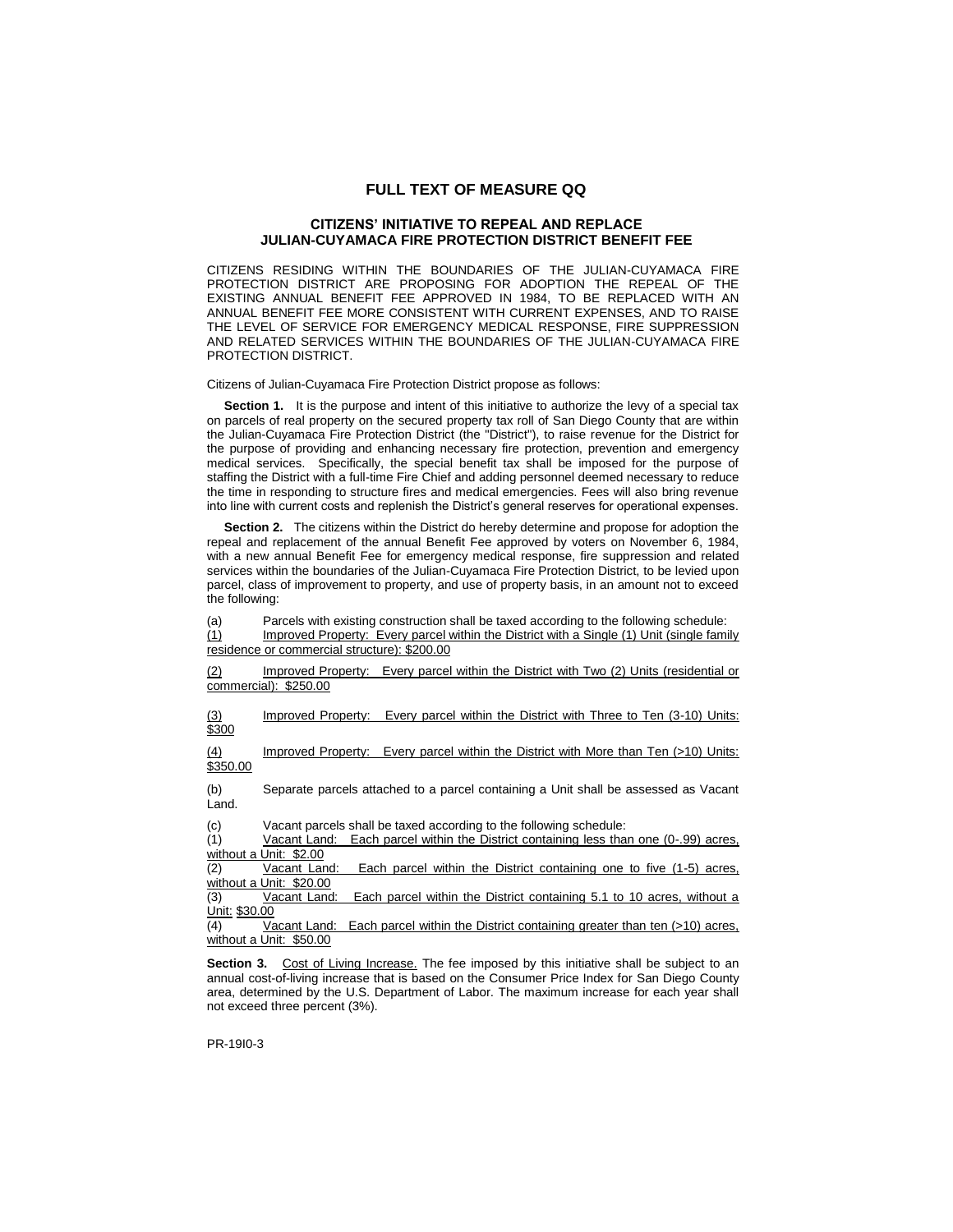# FULL TEXT OF MEASURE QQ

## CITIZENS' INITIATIVE TO REPEAL AND REPLACE JULIAN-CUYAMACA FIRE PROTECTION DISTRICT BENEFIT FEE

CITIZENS RESIDING WITHIN THE BOUNDARIES OF THE JULIAN-CUYAMACA FIRE PROTECTION DISTRICT ARE PROPOSING FOR ADOPTION THE REPEAL OF THE EXISTING ANNUAL BENEFIT FEE APPROVED IN 1984, TO BE REPLACED WITH AN ANNUAL BENEFIT FEE MORE CONSISTENT WITH CURRENT EXPENSES, AND TO RAISE THE LEVEL OF SERVICE FOR EMERGENCY MEDICAL RESPONSE, FIRE SUPPRESSION AND RELATED SERVICES WITHIN THE BOUNDARIES OF THE JULIAN-CUYAMACA FIRE PROTECTION DISTRICT.

Citizens of Julian-Cuyamaca Fire Protection District propose as follows:

**Section 1.** It is the purpose and intent of this initiative to authorize the levy of a special tax on parcels of real property on the secured property tax roll of San Diego County that are within the Julian-Cuyamaca Fire Protection District (the "District"), to raise revenue for the District for the purpose of providing and enhancing necessary fire protection, prevention and emergency medical services. Specifically, the special benefit tax shall be imposed for the purpose of staffing the District with a full-time Fire Chief and adding personnel deemed necessary to reduce the time in responding to structure fires and medical emergencies. Fees will also bring revenue into line with current costs and replenish the District's general reserves for operational expenses.

**Section 2.** The citizens within the District do hereby determine and propose for adoption the repeal and replacement of the annual Benefit Fee approved by voters on November 6, 1984, with a new annual Benefit Fee for emergency medical response, fire suppression and related services within the boundaries of the Julian-Cuyamaca Fire Protection District, to be levied upon parcel, class of improvement to property, and use of property basis, in an amount not to exceed the following:

(a) Parcels with existing construction shall be taxed according to the following schedule:

(1) Improved Property: Every parcel within the District with a Single (1) Unit (single family residence or commercial structure): $200.00

(2) Improved Property: Every parcel within the District with Two (2) Units (residential or commercial): $250.00

(3) Improved Property: Every parcel within the District with Three to Ten (3-10) Units: $300

(4) Improved Property: Every parcel within the District with More than Ten (>10) Units: $350.00

(b) Separate parcels attached to a parcel containing a Unit shall be assessed as Vacant Land.

(c) Vacant parcels shall be taxed according to the following schedule:

(1) Vacant Land: Each parcel within the District containing less than one (0-.99) acres, without a Unit: $2.00

(2) Vacant Land: Each parcel within the District containing one to five (1-5) acres, without a Unit: $20.00

(3) Vacant Land: Each parcel within the District containing 5.1 to 10 acres, without a Unit: $30.00

(4) Vacant Land: Each parcel within the District containing greater than ten (>10) acres, without a Unit: $50.00

**Section 3.** Cost of Living Increase. The fee imposed by this initiative shall be subject to an annual cost-of-living increase that is based on the Consumer Price Index for San Diego County area, determined by the U.S. Department of Labor. The maximum increase for each year shall not exceed three percent (3%).

PR-19I0-3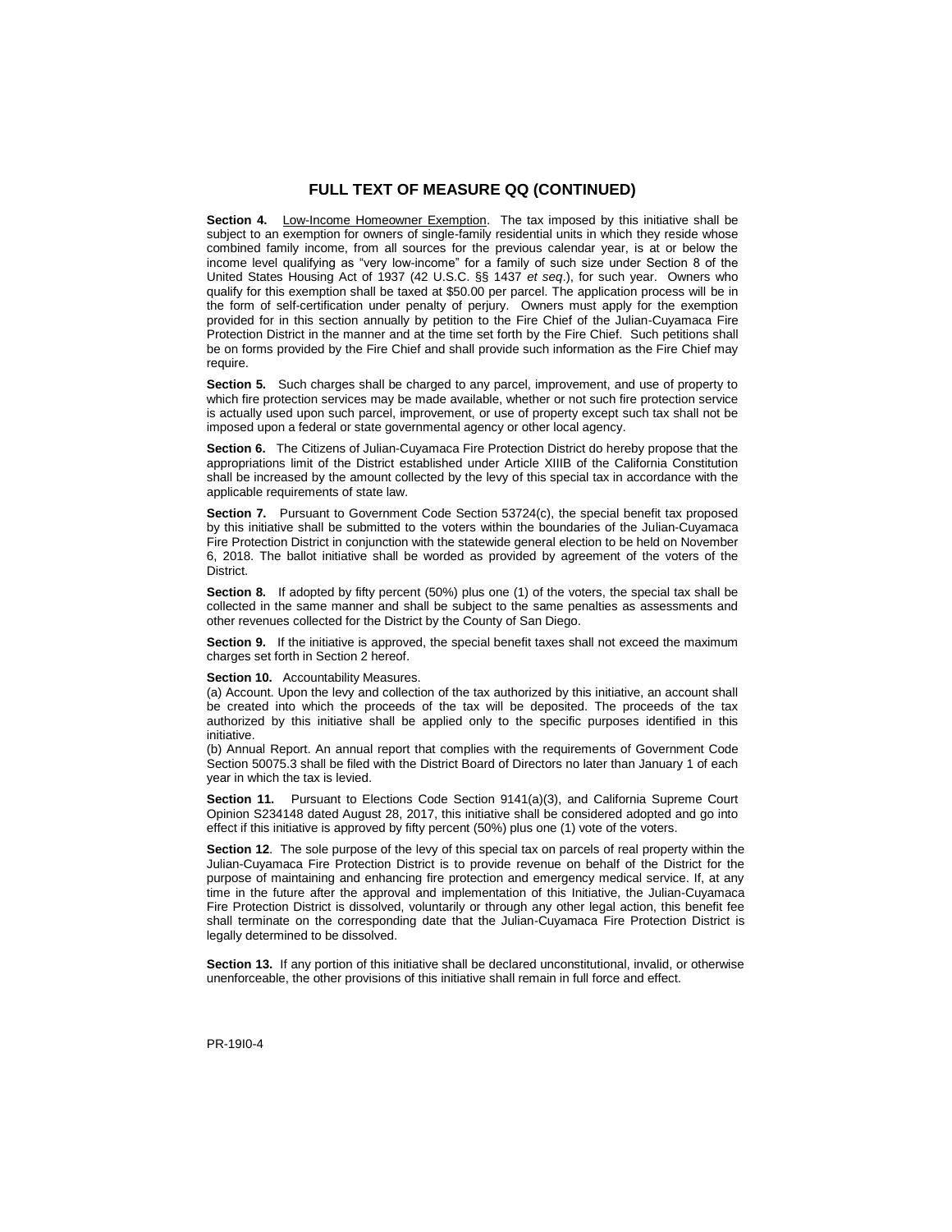## FULL TEXT OF MEASURE QQ (CONTINUED)

**Section 4.** Low-Income Homeowner Exemption. The tax imposed by this initiative shall be subject to an exemption for owners of single-family residential units in which they reside whose combined family income, from all sources for the previous calendar year, is at or below the income level qualifying as "very low-income" for a family of such size under Section 8 of the United States Housing Act of 1937 (42 U.S.C. §§ 1437 *et seq*.), for such year. Owners who qualify for this exemption shall be taxed at $50.00 per parcel. The application process will be in the form of self-certification under penalty of perjury. Owners must apply for the exemption provided for in this section annually by petition to the Fire Chief of the Julian-Cuyamaca Fire Protection District in the manner and at the time set forth by the Fire Chief. Such petitions shall be on forms provided by the Fire Chief and shall provide such information as the Fire Chief may require.

**Section 5.** Such charges shall be charged to any parcel, improvement, and use of property to which fire protection services may be made available, whether or not such fire protection service is actually used upon such parcel, improvement, or use of property except such tax shall not be imposed upon a federal or state governmental agency or other local agency.

**Section 6.** The Citizens of Julian-Cuyamaca Fire Protection District do hereby propose that the appropriations limit of the District established under Article XIIIB of the California Constitution shall be increased by the amount collected by the levy of this special tax in accordance with the applicable requirements of state law.

**Section 7.** Pursuant to Government Code Section 53724(c), the special benefit tax proposed by this initiative shall be submitted to the voters within the boundaries of the Julian-Cuyamaca Fire Protection District in conjunction with the statewide general election to be held on November 6, 2018. The ballot initiative shall be worded as provided by agreement of the voters of the District.

**Section 8.** If adopted by fifty percent (50%) plus one (1) of the voters, the special tax shall be collected in the same manner and shall be subject to the same penalties as assessments and other revenues collected for the District by the County of San Diego.

**Section 9.** If the initiative is approved, the special benefit taxes shall not exceed the maximum charges set forth in Section 2 hereof.

**Section 10.** Accountability Measures.

(a) Account. Upon the levy and collection of the tax authorized by this initiative, an account shall be created into which the proceeds of the tax will be deposited. The proceeds of the tax authorized by this initiative shall be applied only to the specific purposes identified in this initiative.

(b) Annual Report. An annual report that complies with the requirements of Government Code Section 50075.3 shall be filed with the District Board of Directors no later than January 1 of each year in which the tax is levied.

**Section 11.** Pursuant to Elections Code Section 9141(a)(3), and California Supreme Court Opinion S234148 dated August 28, 2017, this initiative shall be considered adopted and go into effect if this initiative is approved by fifty percent (50%) plus one (1) vote of the voters.

**Section 12**. The sole purpose of the levy of this special tax on parcels of real property within the Julian-Cuyamaca Fire Protection District is to provide revenue on behalf of the District for the purpose of maintaining and enhancing fire protection and emergency medical service. If, at any time in the future after the approval and implementation of this Initiative, the Julian-Cuyamaca Fire Protection District is dissolved, voluntarily or through any other legal action, this benefit fee shall terminate on the corresponding date that the Julian-Cuyamaca Fire Protection District is legally determined to be dissolved.

**Section 13.** If any portion of this initiative shall be declared unconstitutional, invalid, or otherwise unenforceable, the other provisions of this initiative shall remain in full force and effect.

PR-19I0-4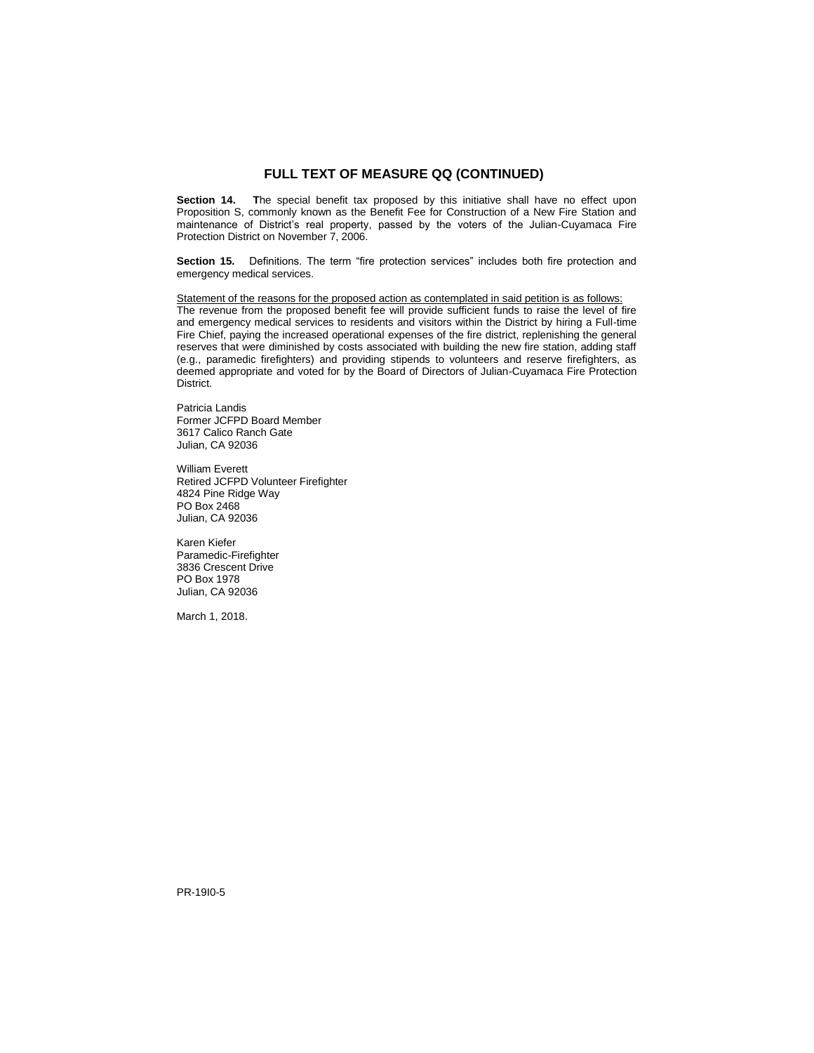## FULL TEXT OF MEASURE QQ (CONTINUED)

**Section 14.** **T**he special benefit tax proposed by this initiative shall have no effect upon Proposition S, commonly known as the Benefit Fee for Construction of a New Fire Station and maintenance of District's real property, passed by the voters of the Julian-Cuyamaca Fire Protection District on November 7, 2006.

**Section 15.** Definitions. The term "fire protection services" includes both fire protection and emergency medical services.

<u>Statement of the reasons for the proposed action as contemplated in said petition is as follows:</u>
The revenue from the proposed benefit fee will provide sufficient funds to raise the level of fire and emergency medical services to residents and visitors within the District by hiring a Full-time Fire Chief, paying the increased operational expenses of the fire district, replenishing the general reserves that were diminished by costs associated with building the new fire station, adding staff (e.g., paramedic firefighters) and providing stipends to volunteers and reserve firefighters, as deemed appropriate and voted for by the Board of Directors of Julian-Cuyamaca Fire Protection District.

Patricia Landis
Former JCFPD Board Member
3617 Calico Ranch Gate
Julian, CA 92036

William Everett
Retired JCFPD Volunteer Firefighter
4824 Pine Ridge Way
PO Box 2468
Julian, CA 92036

Karen Kiefer
Paramedic-Firefighter
3836 Crescent Drive
PO Box 1978
Julian, CA 92036

March 1, 2018.

PR-19I0-5